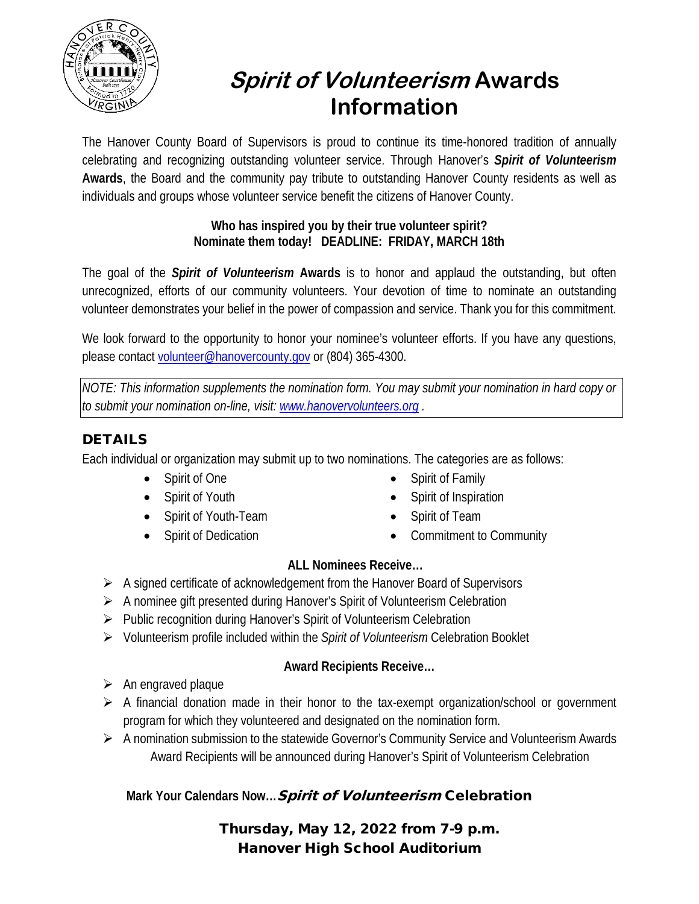# *Spirit of Volunteerism* Awards Information

The Hanover County Board of Supervisors is proud to continue its time-honored tradition of annually celebrating and recognizing outstanding volunteer service. Through Hanover's ***Spirit of Volunteerism* Awards**, the Board and the community pay tribute to outstanding Hanover County residents as well as individuals and groups whose volunteer service benefit the citizens of Hanover County.

**Who has inspired you by their true volunteer spirit?**
**Nominate them today! DEADLINE: FRIDAY, MARCH 18th**

The goal of the ***Spirit of Volunteerism* Awards** is to honor and applaud the outstanding, but often unrecognized, efforts of our community volunteers. Your devotion of time to nominate an outstanding volunteer demonstrates your belief in the power of compassion and service. Thank you for this commitment.

We look forward to the opportunity to honor your nominee's volunteer efforts. If you have any questions, please contact volunteer@hanovercounty.gov or (804) 365-4300.

*NOTE: This information supplements the nomination form. You may submit your nomination in hard copy or to submit your nomination on-line, visit: www.hanovervolunteers.org .*

## DETAILS

Each individual or organization may submit up to two nominations. The categories are as follows:

- Spirit of One
- Spirit of Youth
- Spirit of Youth-Team
- Spirit of Dedication
- Spirit of Family
- Spirit of Inspiration
- Spirit of Team
- Commitment to Community

**ALL Nominees Receive…**

- A signed certificate of acknowledgement from the Hanover Board of Supervisors
- A nominee gift presented during Hanover's Spirit of Volunteerism Celebration
- Public recognition during Hanover's Spirit of Volunteerism Celebration
- Volunteerism profile included within the *Spirit of Volunteerism* Celebration Booklet

**Award Recipients Receive…**

- An engraved plaque
- A financial donation made in their honor to the tax-exempt organization/school or government program for which they volunteered and designated on the nomination form.
- A nomination submission to the statewide Governor's Community Service and Volunteerism Awards

Award Recipients will be announced during Hanover's Spirit of Volunteerism Celebration

**Mark Your Calendars Now…*Spirit of Volunteerism* Celebration**

**Thursday, May 12, 2022 from 7-9 p.m.**
**Hanover High School Auditorium**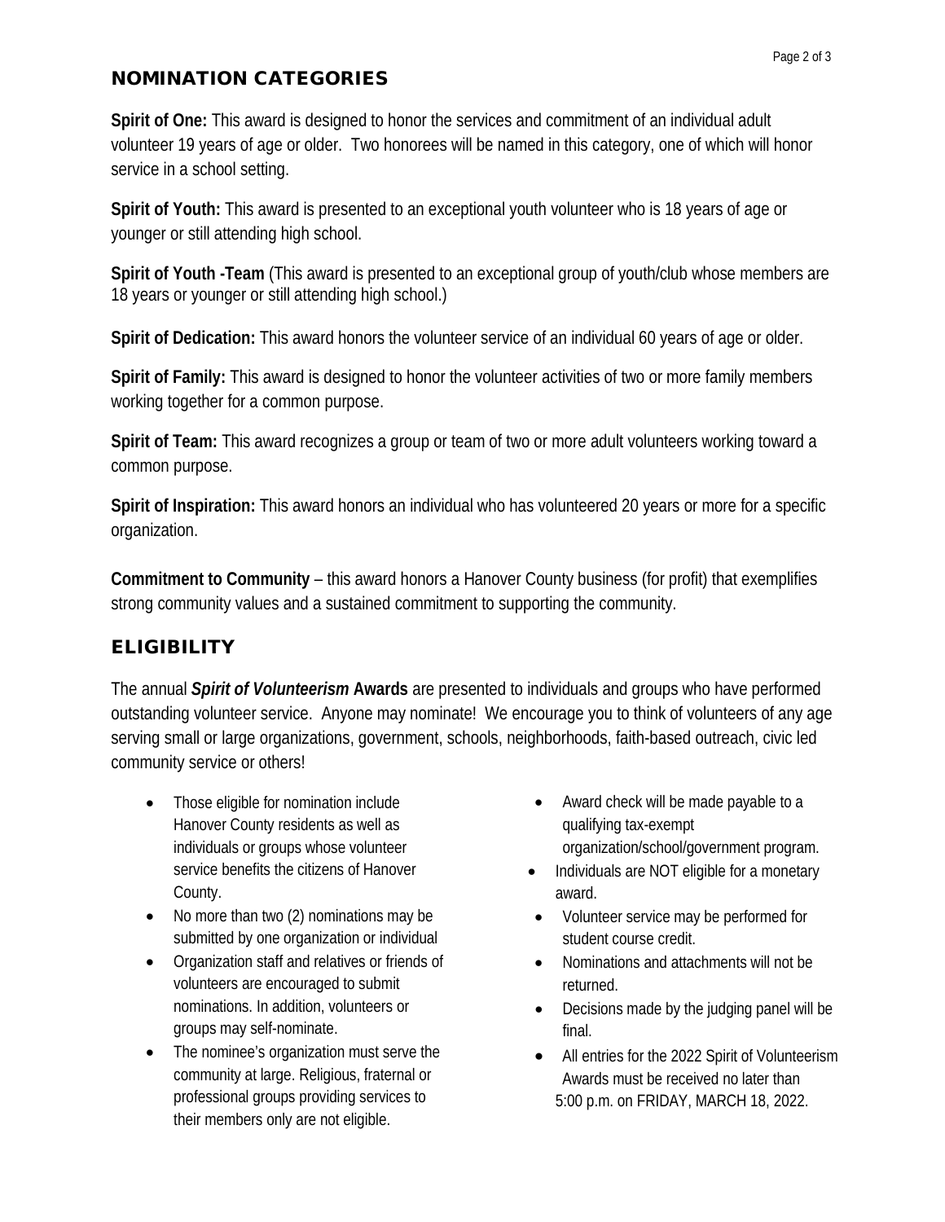## NOMINATION CATEGORIES

**Spirit of One:** This award is designed to honor the services and commitment of an individual adult volunteer 19 years of age or older. Two honorees will be named in this category, one of which will honor service in a school setting.

**Spirit of Youth:** This award is presented to an exceptional youth volunteer who is 18 years of age or younger or still attending high school.

**Spirit of Youth -Team** (This award is presented to an exceptional group of youth/club whose members are 18 years or younger or still attending high school.)

**Spirit of Dedication:** This award honors the volunteer service of an individual 60 years of age or older.

**Spirit of Family:** This award is designed to honor the volunteer activities of two or more family members working together for a common purpose.

**Spirit of Team:** This award recognizes a group or team of two or more adult volunteers working toward a common purpose.

**Spirit of Inspiration:** This award honors an individual who has volunteered 20 years or more for a specific organization.

**Commitment to Community** – this award honors a Hanover County business (for profit) that exemplifies strong community values and a sustained commitment to supporting the community.

## ELIGIBILITY

The annual ***Spirit of Volunteerism* Awards** are presented to individuals and groups who have performed outstanding volunteer service. Anyone may nominate! We encourage you to think of volunteers of any age serving small or large organizations, government, schools, neighborhoods, faith-based outreach, civic led community service or others!

- Those eligible for nomination include Hanover County residents as well as individuals or groups whose volunteer service benefits the citizens of Hanover County.
- No more than two (2) nominations may be submitted by one organization or individual
- Organization staff and relatives or friends of volunteers are encouraged to submit nominations. In addition, volunteers or groups may self-nominate.
- The nominee's organization must serve the community at large. Religious, fraternal or professional groups providing services to their members only are not eligible.
- Award check will be made payable to a qualifying tax-exempt organization/school/government program.
- Individuals are NOT eligible for a monetary award.
- Volunteer service may be performed for student course credit.
- Nominations and attachments will not be returned.
- Decisions made by the judging panel will be final.
- All entries for the 2022 Spirit of Volunteerism Awards must be received no later than 5:00 p.m. on FRIDAY, MARCH 18, 2022.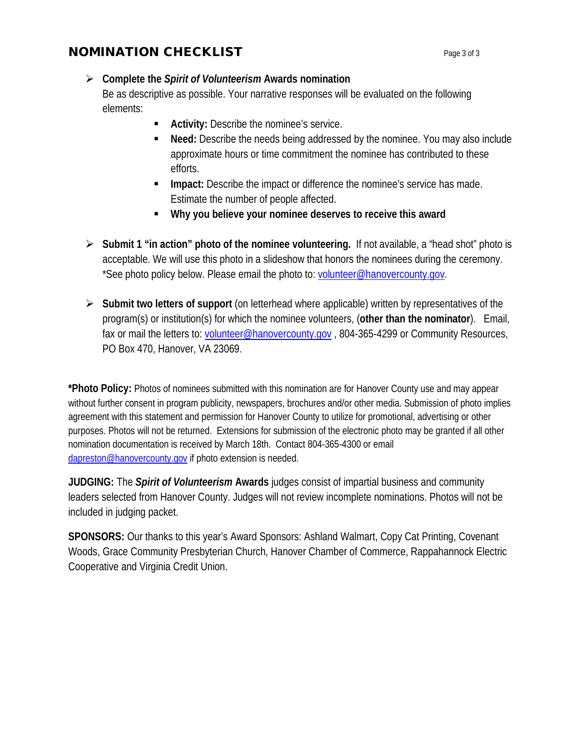## NOMINATION CHECKLIST

- **Complete the *Spirit of Volunteerism* Awards nomination**
  Be as descriptive as possible. Your narrative responses will be evaluated on the following elements:
  - **Activity:** Describe the nominee's service.
  - **Need:** Describe the needs being addressed by the nominee. You may also include approximate hours or time commitment the nominee has contributed to these efforts.
  - **Impact:** Describe the impact or difference the nominee's service has made. Estimate the number of people affected.
  - **Why you believe your nominee deserves to receive this award**

- **Submit 1 "in action" photo of the nominee volunteering.** If not available, a "head shot" photo is acceptable. We will use this photo in a slideshow that honors the nominees during the ceremony. *See photo policy below. Please email the photo to: volunteer@hanovercounty.gov.

- **Submit two letters of support** (on letterhead where applicable) written by representatives of the program(s) or institution(s) for which the nominee volunteers, (**other than the nominator**). Email, fax or mail the letters to: volunteer@hanovercounty.gov , 804-365-4299 or Community Resources, PO Box 470, Hanover, VA 23069.

**\*Photo Policy:** Photos of nominees submitted with this nomination are for Hanover County use and may appear without further consent in program publicity, newspapers, brochures and/or other media. Submission of photo implies agreement with this statement and permission for Hanover County to utilize for promotional, advertising or other purposes. Photos will not be returned. Extensions for submission of the electronic photo may be granted if all other nomination documentation is received by March 18th. Contact 804-365-4300 or email dapreston@hanovercounty.gov if photo extension is needed.

**JUDGING:** The ***Spirit of Volunteerism* Awards** judges consist of impartial business and community leaders selected from Hanover County. Judges will not review incomplete nominations. Photos will not be included in judging packet.

**SPONSORS:** Our thanks to this year's Award Sponsors: Ashland Walmart, Copy Cat Printing, Covenant Woods, Grace Community Presbyterian Church, Hanover Chamber of Commerce, Rappahannock Electric Cooperative and Virginia Credit Union.